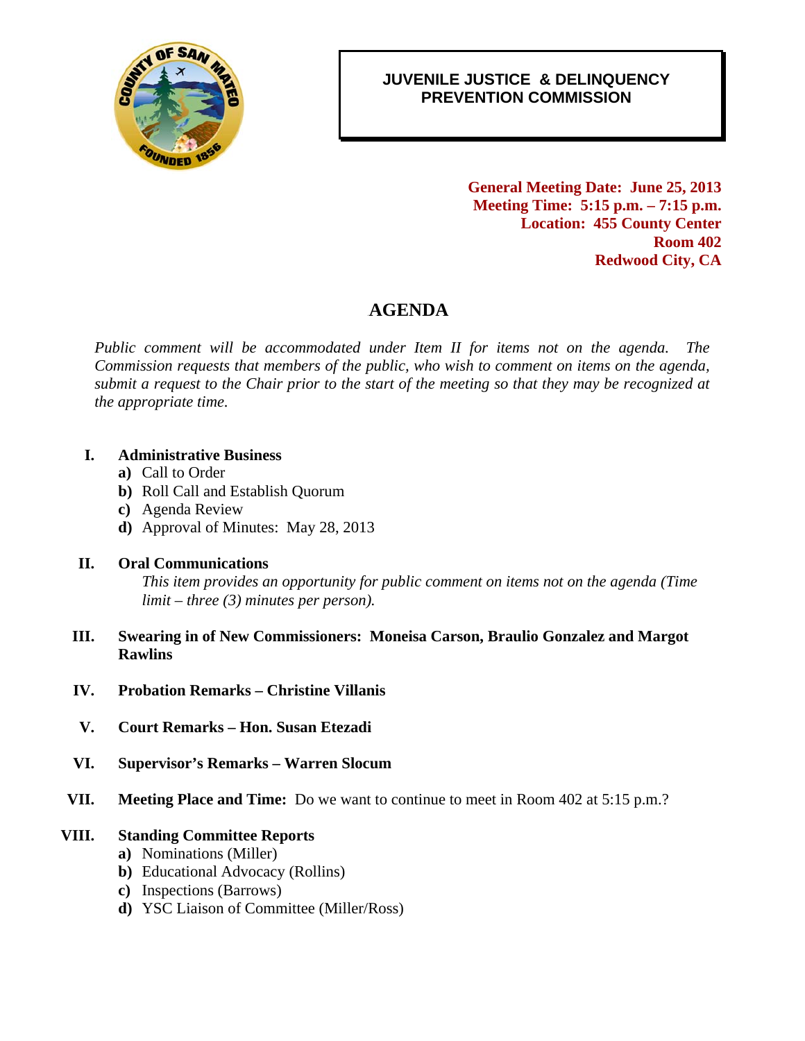# JUVENILE JUSTICE & DELINQUENCY PREVENTION COMMISSION

**General Meeting Date: June 25, 2013**
**Meeting Time: 5:15 p.m. – 7:15 p.m.**
**Location: 455 County Center**
**Room 402**
**Redwood City, CA**

## AGENDA

*Public comment will be accommodated under Item II for items not on the agenda. The Commission requests that members of the public, who wish to comment on items on the agenda, submit a request to the Chair prior to the start of the meeting so that they may be recognized at the appropriate time.*

**I. Administrative Business**

- **a)** Call to Order
- **b)** Roll Call and Establish Quorum
- **c)** Agenda Review
- **d)** Approval of Minutes: May 28, 2013

**II. Oral Communications**

*This item provides an opportunity for public comment on items not on the agenda (Time limit – three (3) minutes per person).*

**III. Swearing in of New Commissioners: Moneisa Carson, Braulio Gonzalez and Margot Rawlins**

**IV. Probation Remarks – Christine Villanis**

**V. Court Remarks – Hon. Susan Etezadi**

**VI. Supervisor's Remarks – Warren Slocum**

**VII. Meeting Place and Time:** Do we want to continue to meet in Room 402 at 5:15 p.m.?

**VIII. Standing Committee Reports**

- **a)** Nominations (Miller)
- **b)** Educational Advocacy (Rollins)
- **c)** Inspections (Barrows)
- **d)** YSC Liaison of Committee (Miller/Ross)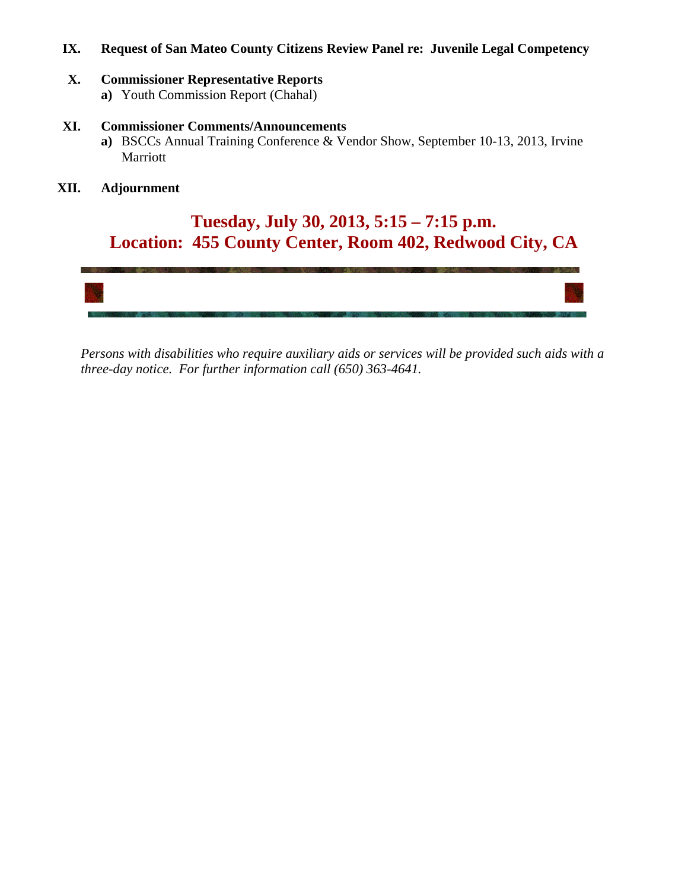**IX. Request of San Mateo County Citizens Review Panel re: Juvenile Legal Competency**

**X. Commissioner Representative Reports**

**a)** Youth Commission Report (Chahal)

**XI. Commissioner Comments/Announcements**

**a)** BSCCs Annual Training Conference & Vendor Show, September 10-13, 2013, Irvine Marriott

**XII. Adjournment**

## Tuesday, July 30, 2013, 5:15 – 7:15 p.m.
## Location: 455 County Center, Room 402, Redwood City, CA

*Persons with disabilities who require auxiliary aids or services will be provided such aids with a three-day notice. For further information call (650) 363-4641.*